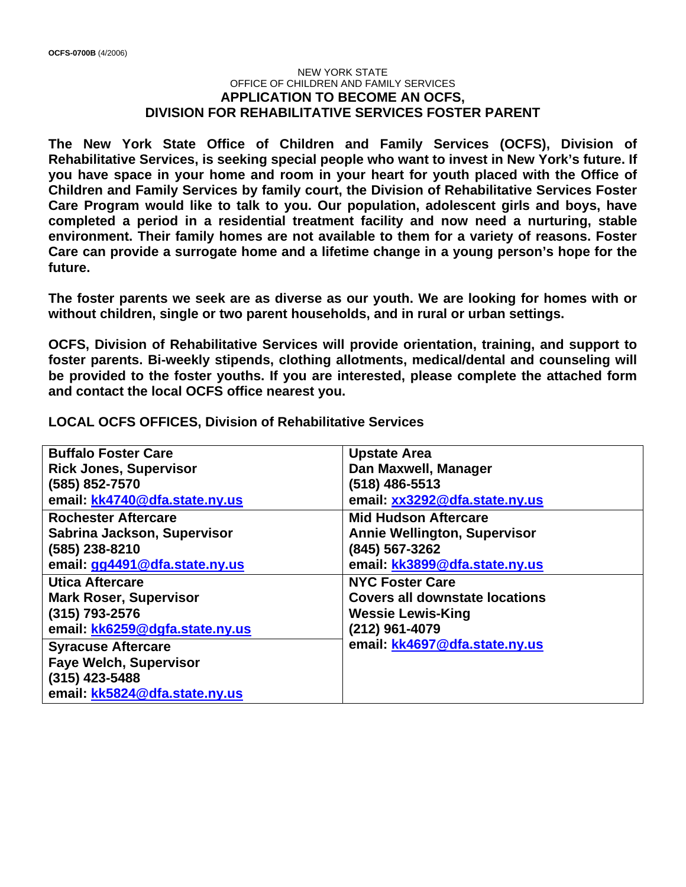**OCFS-0700B** (4/2006)

NEW YORK STATE
OFFICE OF CHILDREN AND FAMILY SERVICES

# APPLICATION TO BECOME AN OCFS, DIVISION FOR REHABILITATIVE SERVICES FOSTER PARENT

**The New York State Office of Children and Family Services (OCFS), Division of Rehabilitative Services, is seeking special people who want to invest in New York's future. If you have space in your home and room in your heart for youth placed with the Office of Children and Family Services by family court, the Division of Rehabilitative Services Foster Care Program would like to talk to you. Our population, adolescent girls and boys, have completed a period in a residential treatment facility and now need a nurturing, stable environment. Their family homes are not available to them for a variety of reasons. Foster Care can provide a surrogate home and a lifetime change in a young person's hope for the future.**

**The foster parents we seek are as diverse as our youth. We are looking for homes with or without children, single or two parent households, and in rural or urban settings.**

**OCFS, Division of Rehabilitative Services will provide orientation, training, and support to foster parents. Bi-weekly stipends, clothing allotments, medical/dental and counseling will be provided to the foster youths. If you are interested, please complete the attached form and contact the local OCFS office nearest you.**

**LOCAL OCFS OFFICES, Division of Rehabilitative Services**

| | |
|---|---|
| **Buffalo Foster Care**<br>**Rick Jones, Supervisor**<br>**(585) 852-7570**<br>**email: kk4740@dfa.state.ny.us** | **Upstate Area**<br>**Dan Maxwell, Manager**<br>**(518) 486-5513**<br>**email: xx3292@dfa.state.ny.us** |
| **Rochester Aftercare**<br>**Sabrina Jackson, Supervisor**<br>**(585) 238-8210**<br>**email: gg4491@dfa.state.ny.us** | **Mid Hudson Aftercare**<br>**Annie Wellington, Supervisor**<br>**(845) 567-3262**<br>**email: kk3899@dfa.state.ny.us** |
| **Utica Aftercare**<br>**Mark Roser, Supervisor**<br>**(315) 793-2576**<br>**email: kk6259@dgfa.state.ny.us** | **NYC Foster Care**<br>**Covers all downstate locations**<br>**Wessie Lewis-King**<br>**(212) 961-4079**<br>**email: kk4697@dfa.state.ny.us** |
| **Syracuse Aftercare**<br>**Faye Welch, Supervisor**<br>**(315) 423-5488**<br>**email: kk5824@dfa.state.ny.us** | |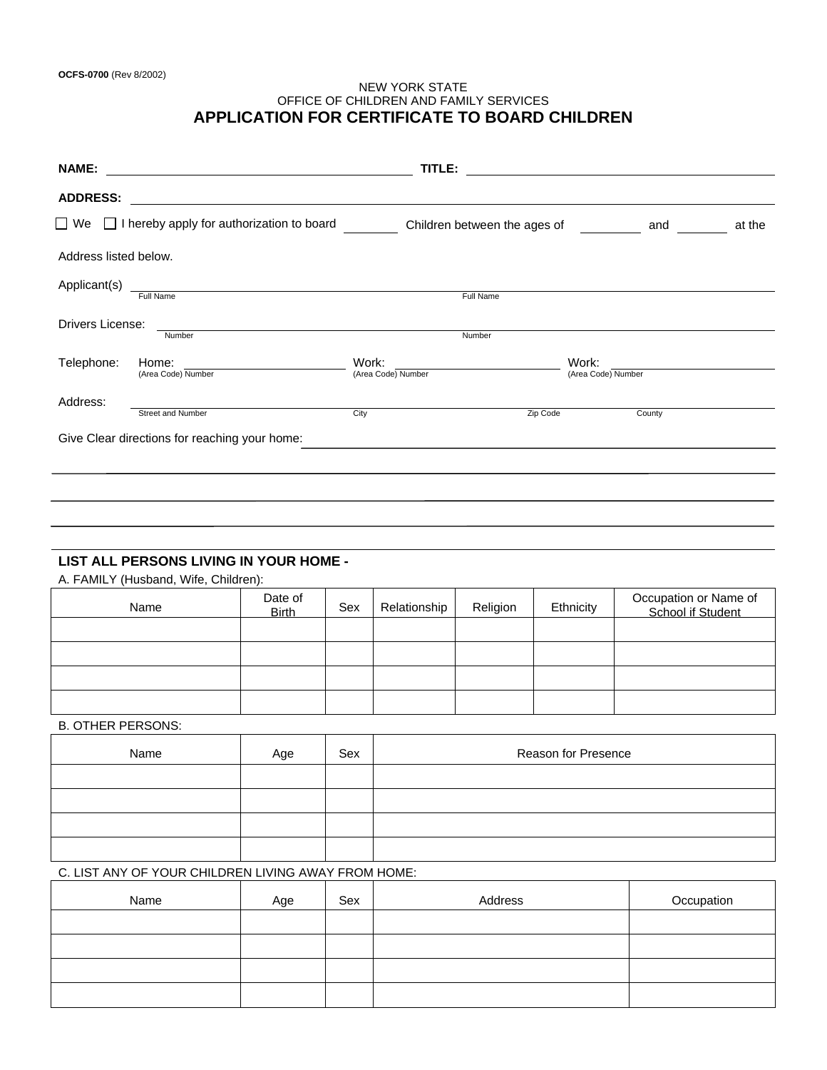OCFS-0700 (Rev 8/2002)

NEW YORK STATE
OFFICE OF CHILDREN AND FAMILY SERVICES

# APPLICATION FOR CERTIFICATE TO BOARD CHILDREN

**NAME:** ______________________________ **TITLE:** ______________________________

**ADDRESS:** ______________________________________________________________

☐ We ☐ I hereby apply for authorization to board ________ Children between the ages of ________ and ________ at the Address listed below.

Applicant(s) ______________________________ ______________________________
Full Name Full Name

Drivers License: ______________________________ ______________________________
Number Number

Telephone: Home: ______________ Work: ______________ Work: ______________
(Area Code) Number (Area Code) Number (Area Code) Number

Address: ______________________________________________________________
Street and Number City Zip Code County

Give Clear directions for reaching your home: ______________________________

______________________________________________________________

______________________________________________________________

______________________________________________________________

## LIST ALL PERSONS LIVING IN YOUR HOME -

A. FAMILY (Husband, Wife, Children):

| Name | Date of Birth | Sex | Relationship | Religion | Ethnicity | Occupation or Name of School if Student |
|---|---|---|---|---|---|---|
| | | | | | | |
| | | | | | | |
| | | | | | | |
| | | | | | | |

B. OTHER PERSONS:

| Name | Age | Sex | Reason for Presence |
|---|---|---|---|
| | | | |
| | | | |
| | | | |
| | | | |

C. LIST ANY OF YOUR CHILDREN LIVING AWAY FROM HOME:

| Name | Age | Sex | Address | Occupation |
|---|---|---|---|---|
| | | | | |
| | | | | |
| | | | | |
| | | | | |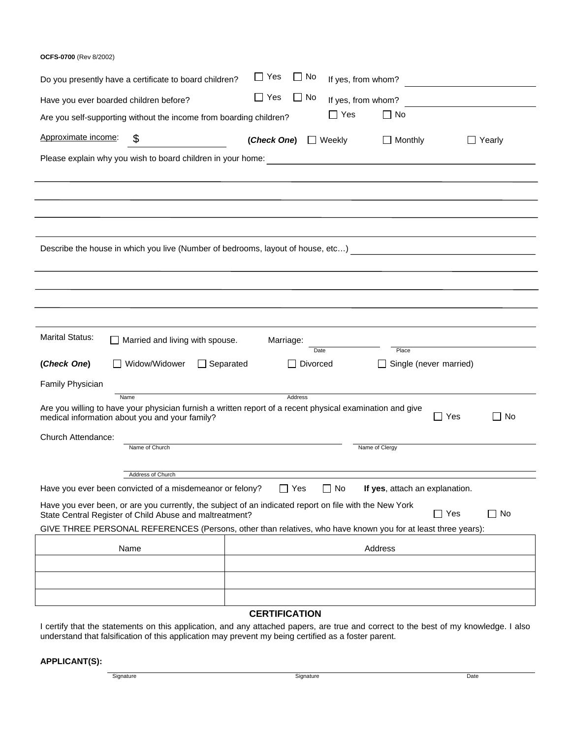**OCFS-0700** (Rev 8/2002)

Do you presently have a certificate to board children? ☐ Yes ☐ No If yes, from whom? ____________________

Have you ever boarded children before? ☐ Yes ☐ No If yes, from whom? ____________________

Are you self-supporting without the income from boarding children? ☐ Yes ☐ No

Approximate income: $ ____________ (*Check One*) ☐ Weekly ☐ Monthly ☐ Yearly

Please explain why you wish to board children in your home: ____________________

Describe the house in which you live (Number of bedrooms, layout of house, etc…) ____________________

Marital Status: ☐ Married and living with spouse. Marriage: ____________ (Date) ____________ (Place)

(*Check One*) ☐ Widow/Widower ☐ Separated ☐ Divorced ☐ Single (never married)

Family Physician ____________ (Name) ____________ (Address)

Are you willing to have your physician furnish a written report of a recent physical examination and give medical information about you and your family? ☐ Yes ☐ No

Church Attendance: ____________ (Name of Church) ____________ (Name of Clergy)

____________ (Address of Church)

Have you ever been convicted of a misdemeanor or felony? ☐ Yes ☐ No **If yes**, attach an explanation.

Have you ever been, or are you currently, the subject of an indicated report on file with the New York State Central Register of Child Abuse and maltreatment? ☐ Yes ☐ No

GIVE THREE PERSONAL REFERENCES (Persons, other than relatives, who have known you for at least three years):

| Name | Address |
|---|---|
| | |
| | |
| | |

## CERTIFICATION

I certify that the statements on this application, and any attached papers, are true and correct to the best of my knowledge. I also understand that falsification of this application may prevent my being certified as a foster parent.

**APPLICANT(S):**

____________ (Signature) ____________ (Signature) ____________ (Date)